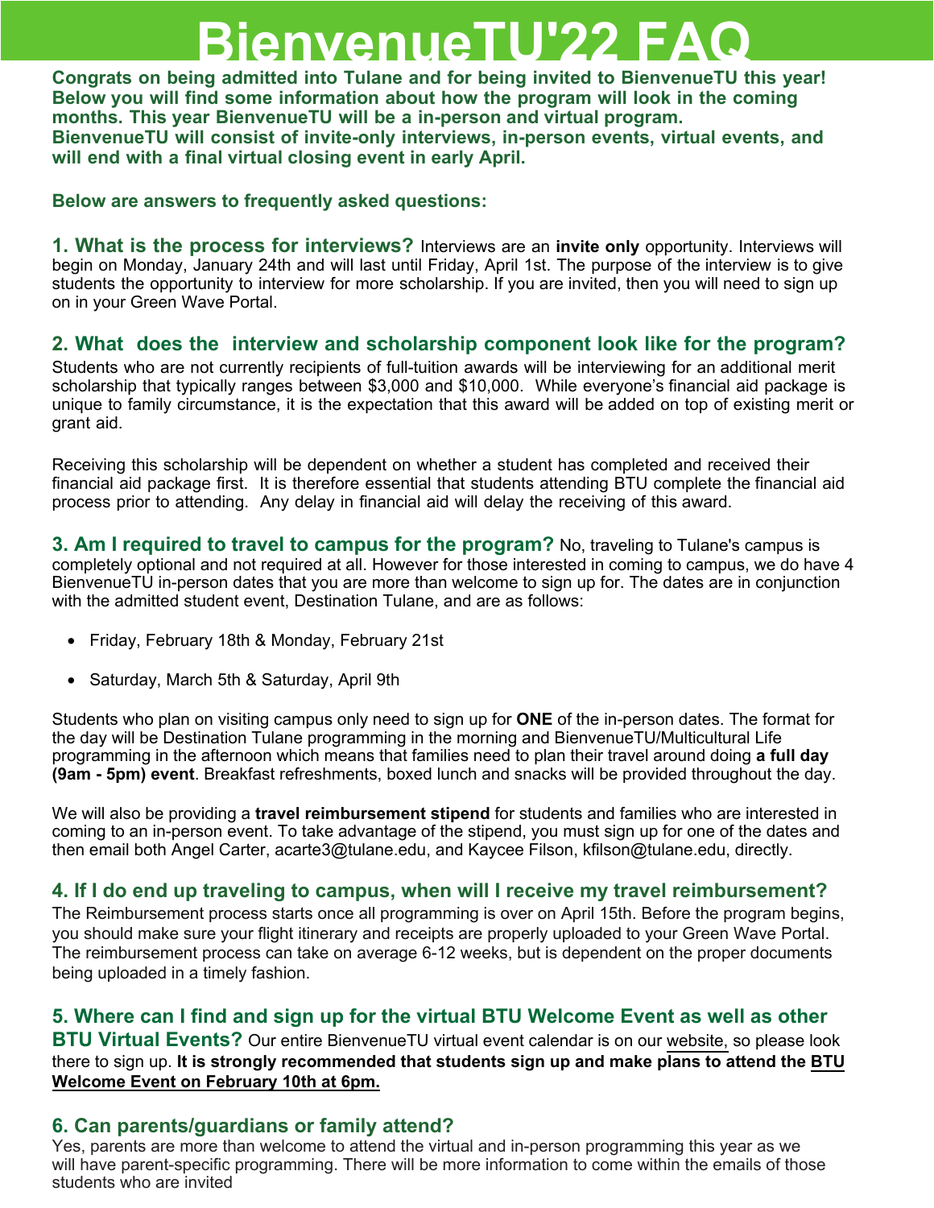# BienvenueTU'22 FAQ

**Congrats on being admitted into Tulane and for being invited to BienvenueTU this year! Below you will find some information about how the program will look in the coming months. This year BienvenueTU will be a in-person and virtual program. BienvenueTU will consist of invite-only interviews, in-person events, virtual events, and will end with a final virtual closing event in early April.**

**Below are answers to frequently asked questions:**

**1. What is the process for interviews?** Interviews are an **invite only** opportunity. Interviews will begin on Monday, January 24th and will last until Friday, April 1st. The purpose of the interview is to give students the opportunity to interview for more scholarship. If you are invited, then you will need to sign up on in your Green Wave Portal.

**2. What does the interview and scholarship component look like for the program?**

Students who are not currently recipients of full-tuition awards will be interviewing for an additional merit scholarship that typically ranges between $3,000 and $10,000. While everyone's financial aid package is unique to family circumstance, it is the expectation that this award will be added on top of existing merit or grant aid.

Receiving this scholarship will be dependent on whether a student has completed and received their financial aid package first. It is therefore essential that students attending BTU complete the financial aid process prior to attending. Any delay in financial aid will delay the receiving of this award.

**3. Am I required to travel to campus for the program?** No, traveling to Tulane's campus is completely optional and not required at all. However for those interested in coming to campus, we do have 4 BienvenueTU in-person dates that you are more than welcome to sign up for. The dates are in conjunction with the admitted student event, Destination Tulane, and are as follows:

- Friday, February 18th & Monday, February 21st
- Saturday, March 5th & Saturday, April 9th

Students who plan on visiting campus only need to sign up for **ONE** of the in-person dates. The format for the day will be Destination Tulane programming in the morning and BienvenueTU/Multicultural Life programming in the afternoon which means that families need to plan their travel around doing **a full day (9am - 5pm) event**. Breakfast refreshments, boxed lunch and snacks will be provided throughout the day.

We will also be providing a **travel reimbursement stipend** for students and families who are interested in coming to an in-person event. To take advantage of the stipend, you must sign up for one of the dates and then email both Angel Carter, acarte3@tulane.edu, and Kaycee Filson, kfilson@tulane.edu, directly.

**4. If I do end up traveling to campus, when will I receive my travel reimbursement?**

The Reimbursement process starts once all programming is over on April 15th. Before the program begins, you should make sure your flight itinerary and receipts are properly uploaded to your Green Wave Portal. The reimbursement process can take on average 6-12 weeks, but is dependent on the proper documents being uploaded in a timely fashion.

**5. Where can I find and sign up for the virtual BTU Welcome Event as well as other BTU Virtual Events?** Our entire BienvenueTU virtual event calendar is on our website, so please look there to sign up. **It is strongly recommended that students sign up and make plans to attend the BTU Welcome Event on February 10th at 6pm.**

**6. Can parents/guardians or family attend?**

Yes, parents are more than welcome to attend the virtual and in-person programming this year as we will have parent-specific programming. There will be more information to come within the emails of those students who are invited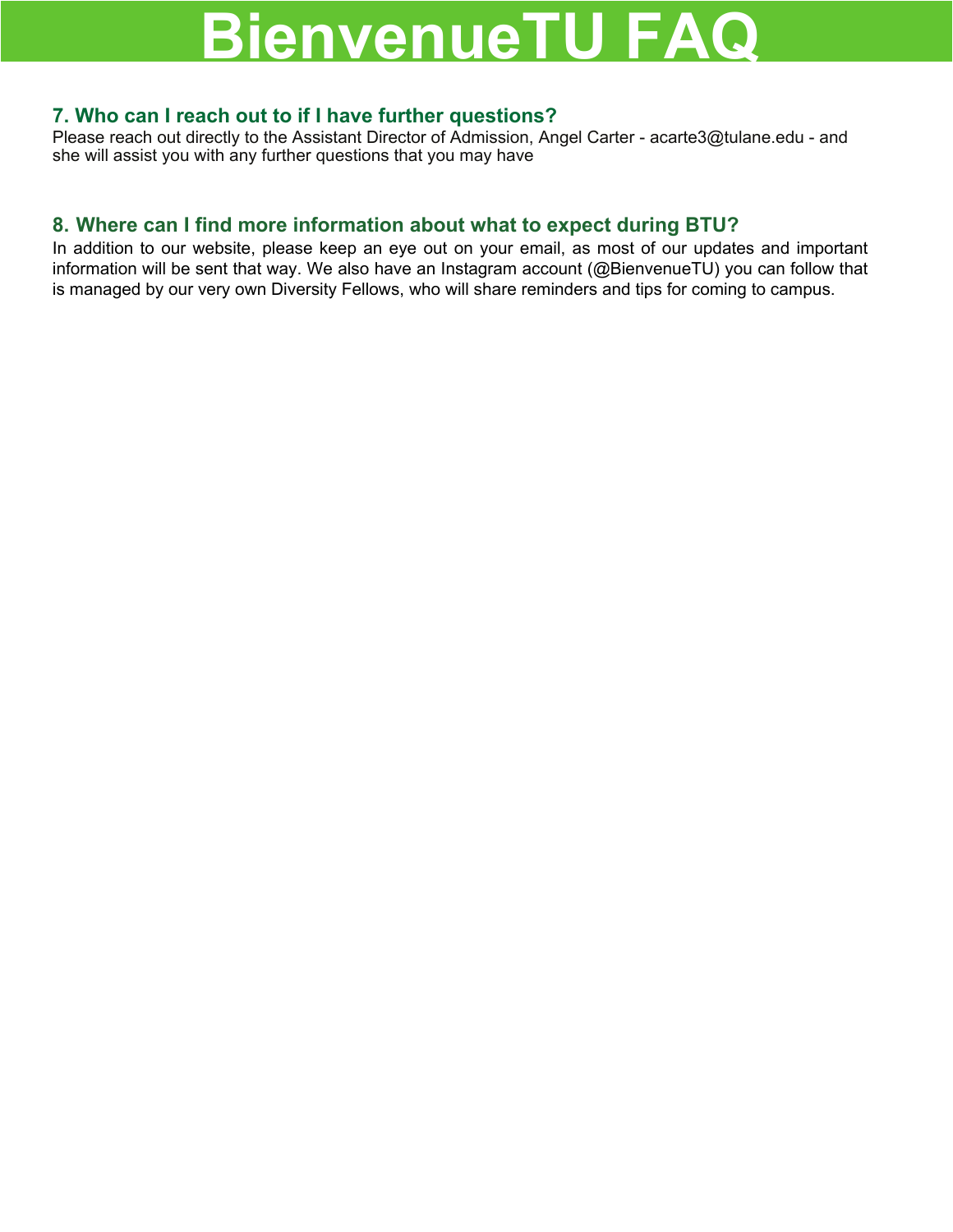# BienvenueTU FAQ

### 7. Who can I reach out to if I have further questions?

Please reach out directly to the Assistant Director of Admission, Angel Carter - acarte3@tulane.edu - and she will assist you with any further questions that you may have

### 8. Where can I find more information about what to expect during BTU?

In addition to our website, please keep an eye out on your email, as most of our updates and important information will be sent that way. We also have an Instagram account (@BienvenueTU) you can follow that is managed by our very own Diversity Fellows, who will share reminders and tips for coming to campus.